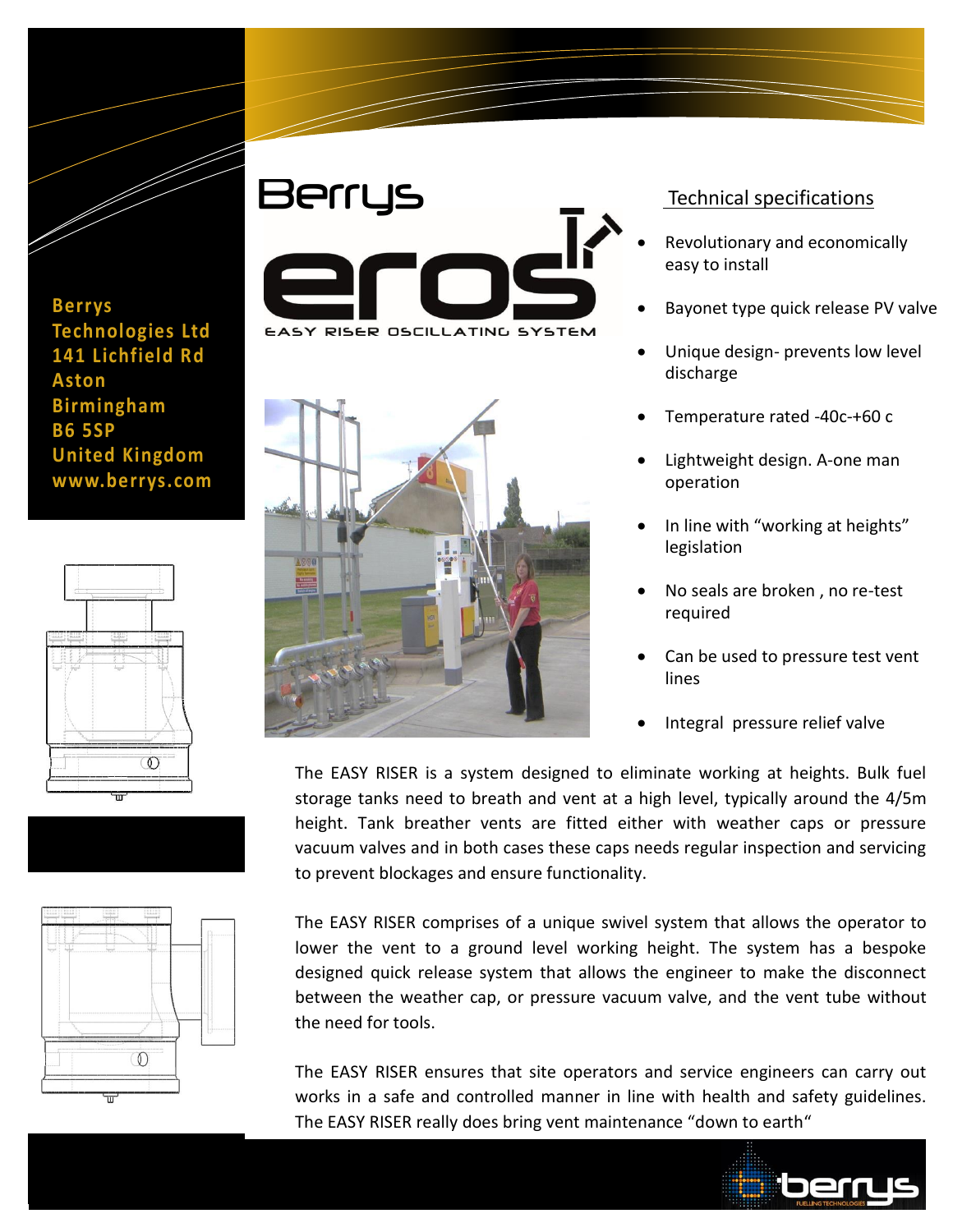Berrys Technologies Ltd
141 Lichfield Rd
Aston
Birmingham
B6 5SP
United Kingdom
www.berrys.com

# Berrys eros

EASY RISER OSCILLATING SYSTEM

## Technical specifications

- Revolutionary and economically easy to install
- Bayonet type quick release PV valve
- Unique design- prevents low level discharge
- Temperature rated -40c-+60 c
- Lightweight design. A-one man operation
- In line with "working at heights" legislation
- No seals are broken , no re-test required
- Can be used to pressure test vent lines
- Integral pressure relief valve

The EASY RISER is a system designed to eliminate working at heights. Bulk fuel storage tanks need to breath and vent at a high level, typically around the 4/5m height. Tank breather vents are fitted either with weather caps or pressure vacuum valves and in both cases these caps needs regular inspection and servicing to prevent blockages and ensure functionality.

The EASY RISER comprises of a unique swivel system that allows the operator to lower the vent to a ground level working height. The system has a bespoke designed quick release system that allows the engineer to make the disconnect between the weather cap, or pressure vacuum valve, and the vent tube without the need for tools.

The EASY RISER ensures that site operators and service engineers can carry out works in a safe and controlled manner in line with health and safety guidelines. The EASY RISER really does bring vent maintenance "down to earth"

berrys FUELLING TECHNOLOGIES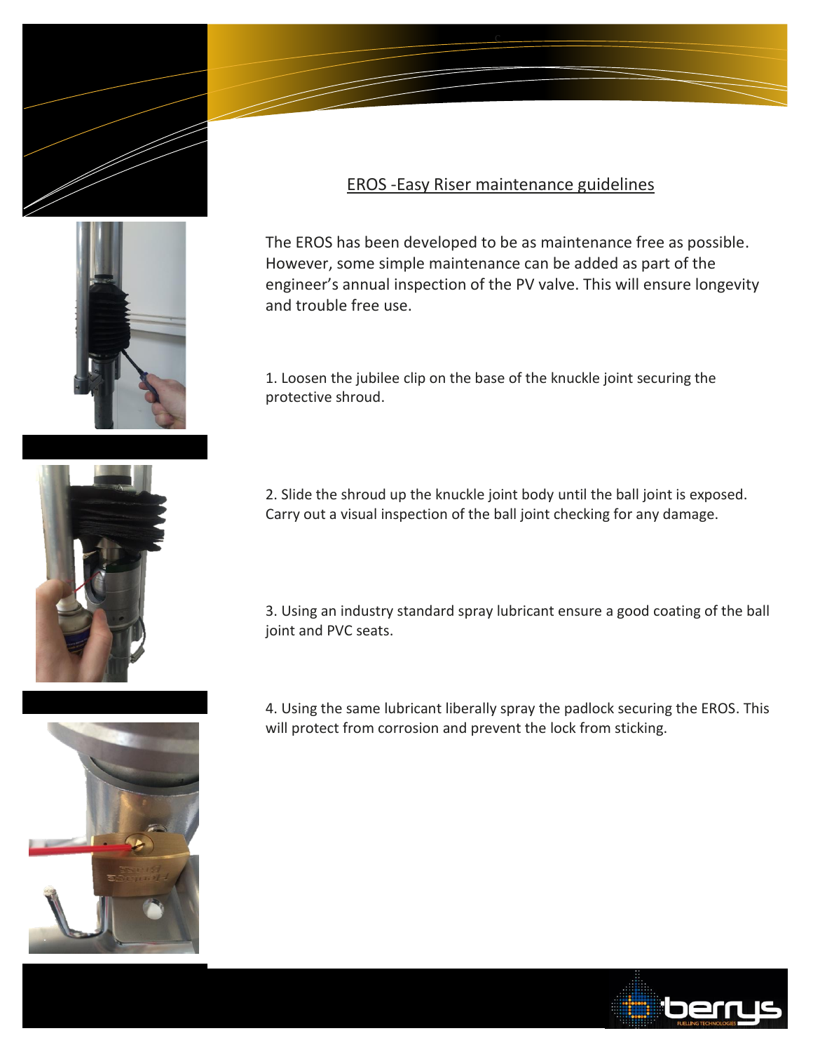# EROS -Easy Riser maintenance guidelines

The EROS has been developed to be as maintenance free as possible. However, some simple maintenance can be added as part of the engineer's annual inspection of the PV valve. This will ensure longevity and trouble free use.

1. Loosen the jubilee clip on the base of the knuckle joint securing the protective shroud.

2. Slide the shroud up the knuckle joint body until the ball joint is exposed. Carry out a visual inspection of the ball joint checking for any damage.

3. Using an industry standard spray lubricant ensure a good coating of the ball joint and PVC seats.

4. Using the same lubricant liberally spray the padlock securing the EROS. This will protect from corrosion and prevent the lock from sticking.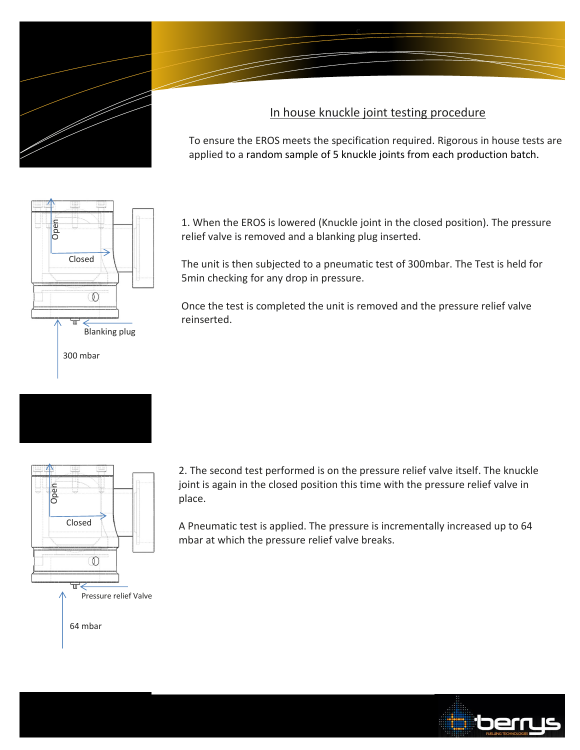## In house knuckle joint testing procedure

To ensure the EROS meets the specification required. Rigorous in house tests are applied to a random sample of 5 knuckle joints from each production batch.

Open

Closed

Blanking plug

300 mbar

1. When the EROS is lowered (Knuckle joint in the closed position). The pressure relief valve is removed and a blanking plug inserted.

The unit is then subjected to a pneumatic test of 300mbar. The Test is held for 5min checking for any drop in pressure.

Once the test is completed the unit is removed and the pressure relief valve reinserted.

Open

Closed

Pressure relief Valve

64 mbar

2. The second test performed is on the pressure relief valve itself. The knuckle joint is again in the closed position this time with the pressure relief valve in place.

A Pneumatic test is applied. The pressure is incrementally increased up to 64 mbar at which the pressure relief valve breaks.